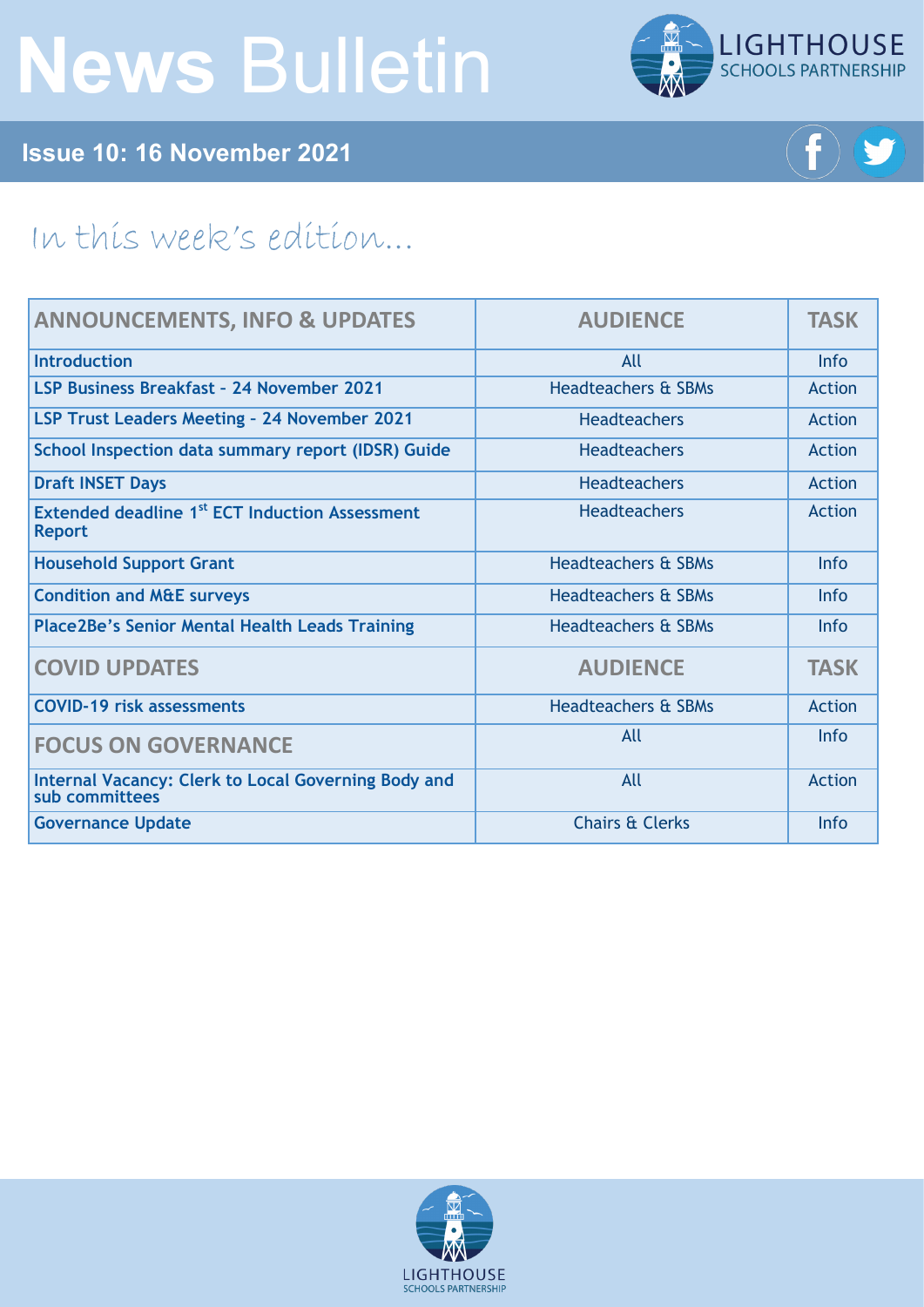# News Bulletin

**Issue 10: 16 November 2021**

LIGHTHOUSE SCHOOLS PARTNERSHIP

## In this week's edition...

| ANNOUNCEMENTS, INFO & UPDATES | AUDIENCE | TASK |
|---|---|---|
| Introduction | All | Info |
| LSP Business Breakfast - 24 November 2021 | Headteachers & SBMs | Action |
| LSP Trust Leaders Meeting - 24 November 2021 | Headteachers | Action |
| School Inspection data summary report (IDSR) Guide | Headteachers | Action |
| Draft INSET Days | Headteachers | Action |
| Extended deadline 1st ECT Induction Assessment Report | Headteachers | Action |
| Household Support Grant | Headteachers & SBMs | Info |
| Condition and M&E surveys | Headteachers & SBMs | Info |
| Place2Be's Senior Mental Health Leads Training | Headteachers & SBMs | Info |
| **COVID UPDATES** | **AUDIENCE** | **TASK** |
| COVID-19 risk assessments | Headteachers & SBMs | Action |
| **FOCUS ON GOVERNANCE** | All | Info |
| Internal Vacancy: Clerk to Local Governing Body and sub committees | All | Action |
| Governance Update | Chairs & Clerks | Info |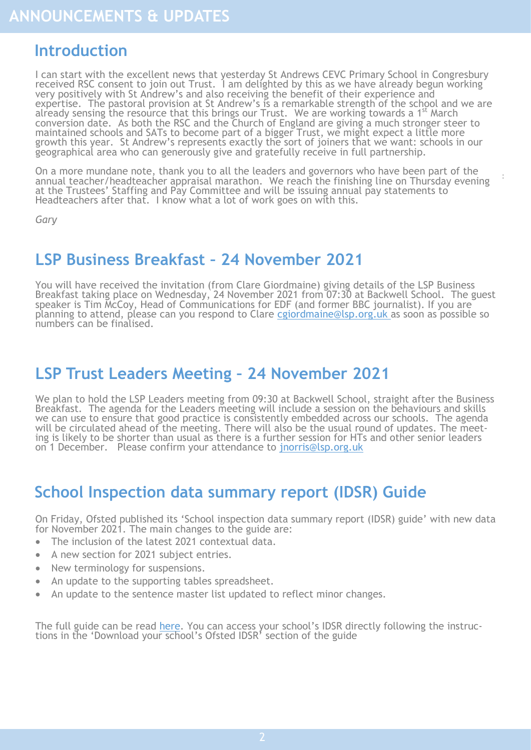# ANNOUNCEMENTS & UPDATES

## Introduction

I can start with the excellent news that yesterday St Andrews CEVC Primary School in Congresbury received RSC consent to join out Trust. I am delighted by this as we have already begun working very positively with St Andrew's and also receiving the benefit of their experience and expertise. The pastoral provision at St Andrew's is a remarkable strength of the school and we are already sensing the resource that this brings our Trust. We are working towards a 1st March conversion date. As both the RSC and the Church of England are giving a much stronger steer to maintained schools and SATs to become part of a bigger Trust, we might expect a little more growth this year. St Andrew's represents exactly the sort of joiners that we want: schools in our geographical area who can generously give and gratefully receive in full partnership.

On a more mundane note, thank you to all the leaders and governors who have been part of the annual teacher/headteacher appraisal marathon. We reach the finishing line on Thursday evening at the Trustees' Staffing and Pay Committee and will be issuing annual pay statements to Headteachers after that. I know what a lot of work goes on with this.

*Gary*

## LSP Business Breakfast – 24 November 2021

You will have received the invitation (from Clare Giordmaine) giving details of the LSP Business Breakfast taking place on Wednesday, 24 November 2021 from 07:30 at Backwell School. The guest speaker is Tim McCoy, Head of Communications for EDF (and former BBC journalist). If you are planning to attend, please can you respond to Clare cgiordmaine@lsp.org.uk as soon as possible so numbers can be finalised.

## LSP Trust Leaders Meeting – 24 November 2021

We plan to hold the LSP Leaders meeting from 09:30 at Backwell School, straight after the Business Breakfast. The agenda for the Leaders meeting will include a session on the behaviours and skills we can use to ensure that good practice is consistently embedded across our schools. The agenda will be circulated ahead of the meeting. There will also be the usual round of updates. The meeting is likely to be shorter than usual as there is a further session for HTs and other senior leaders on 1 December. Please confirm your attendance to jnorris@lsp.org.uk

## School Inspection data summary report (IDSR) Guide

On Friday, Ofsted published its 'School inspection data summary report (IDSR) guide' with new data for November 2021. The main changes to the guide are:

- The inclusion of the latest 2021 contextual data.
- A new section for 2021 subject entries.
- New terminology for suspensions.
- An update to the supporting tables spreadsheet.
- An update to the sentence master list updated to reflect minor changes.

The full guide can be read here. You can access your school's IDSR directly following the instructions in the 'Download your school's Ofsted IDSR' section of the guide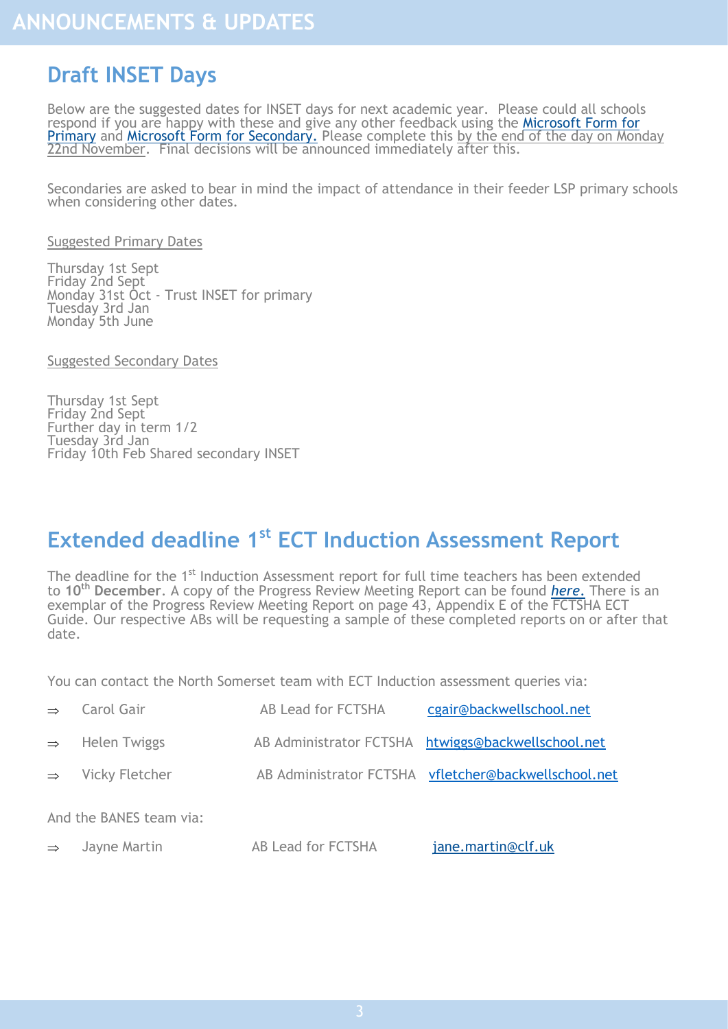# ANNOUNCEMENTS & UPDATES

## Draft INSET Days

Below are the suggested dates for INSET days for next academic year. Please could all schools respond if you are happy with these and give any other feedback using the Microsoft Form for Primary and Microsoft Form for Secondary. Please complete this by the end of the day on Monday 22nd November. Final decisions will be announced immediately after this.

Secondaries are asked to bear in mind the impact of attendance in their feeder LSP primary schools when considering other dates.

Suggested Primary Dates

Thursday 1st Sept
Friday 2nd Sept
Monday 31st Oct - Trust INSET for primary
Tuesday 3rd Jan
Monday 5th June

Suggested Secondary Dates

Thursday 1st Sept
Friday 2nd Sept
Further day in term 1/2
Tuesday 3rd Jan
Friday 10th Feb Shared secondary INSET

## Extended deadline 1st ECT Induction Assessment Report

The deadline for the 1st Induction Assessment report for full time teachers has been extended to **10th December**. A copy of the Progress Review Meeting Report can be found *here.* There is an exemplar of the Progress Review Meeting Report on page 43, Appendix E of the FCTSHA ECT Guide. Our respective ABs will be requesting a sample of these completed reports on or after that date.

You can contact the North Somerset team with ECT Induction assessment queries via:

- ⇒ Carol Gair — AB Lead for FCTSHA — cgair@backwellschool.net
- ⇒ Helen Twiggs — AB Administrator FCTSHA — htwiggs@backwellschool.net
- ⇒ Vicky Fletcher — AB Administrator FCTSHA — vfletcher@backwellschool.net

And the BANES team via:

- ⇒ Jayne Martin — AB Lead for FCTSHA — jane.martin@clf.uk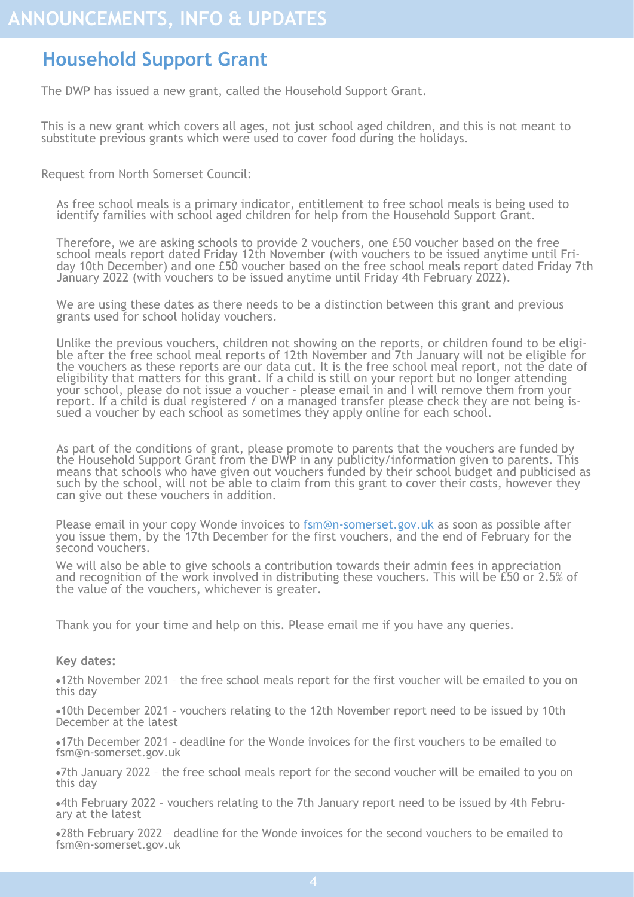# ANNOUNCEMENTS, INFO & UPDATES

## Household Support Grant

The DWP has issued a new grant, called the Household Support Grant.

This is a new grant which covers all ages, not just school aged children, and this is not meant to substitute previous grants which were used to cover food during the holidays.

Request from North Somerset Council:

As free school meals is a primary indicator, entitlement to free school meals is being used to identify families with school aged children for help from the Household Support Grant.

Therefore, we are asking schools to provide 2 vouchers, one £50 voucher based on the free school meals report dated Friday 12th November (with vouchers to be issued anytime until Friday 10th December) and one £50 voucher based on the free school meals report dated Friday 7th January 2022 (with vouchers to be issued anytime until Friday 4th February 2022).

We are using these dates as there needs to be a distinction between this grant and previous grants used for school holiday vouchers.

Unlike the previous vouchers, children not showing on the reports, or children found to be eligible after the free school meal reports of 12th November and 7th January will not be eligible for the vouchers as these reports are our data cut. It is the free school meal report, not the date of eligibility that matters for this grant. If a child is still on your report but no longer attending your school, please do not issue a voucher - please email in and I will remove them from your report. If a child is dual registered / on a managed transfer please check they are not being issued a voucher by each school as sometimes they apply online for each school.

As part of the conditions of grant, please promote to parents that the vouchers are funded by the Household Support Grant from the DWP in any publicity/information given to parents. This means that schools who have given out vouchers funded by their school budget and publicised as such by the school, will not be able to claim from this grant to cover their costs, however they can give out these vouchers in addition.

Please email in your copy Wonde invoices to fsm@n-somerset.gov.uk as soon as possible after you issue them, by the 17th December for the first vouchers, and the end of February for the second vouchers.

We will also be able to give schools a contribution towards their admin fees in appreciation and recognition of the work involved in distributing these vouchers. This will be £50 or 2.5% of the value of the vouchers, whichever is greater.

Thank you for your time and help on this. Please email me if you have any queries.

**Key dates:**

- 12th November 2021 – the free school meals report for the first voucher will be emailed to you on this day
- 10th December 2021 – vouchers relating to the 12th November report need to be issued by 10th December at the latest
- 17th December 2021 – deadline for the Wonde invoices for the first vouchers to be emailed to fsm@n-somerset.gov.uk
- 7th January 2022 – the free school meals report for the second voucher will be emailed to you on this day
- 4th February 2022 – vouchers relating to the 7th January report need to be issued by 4th February at the latest
- 28th February 2022 – deadline for the Wonde invoices for the second vouchers to be emailed to fsm@n-somerset.gov.uk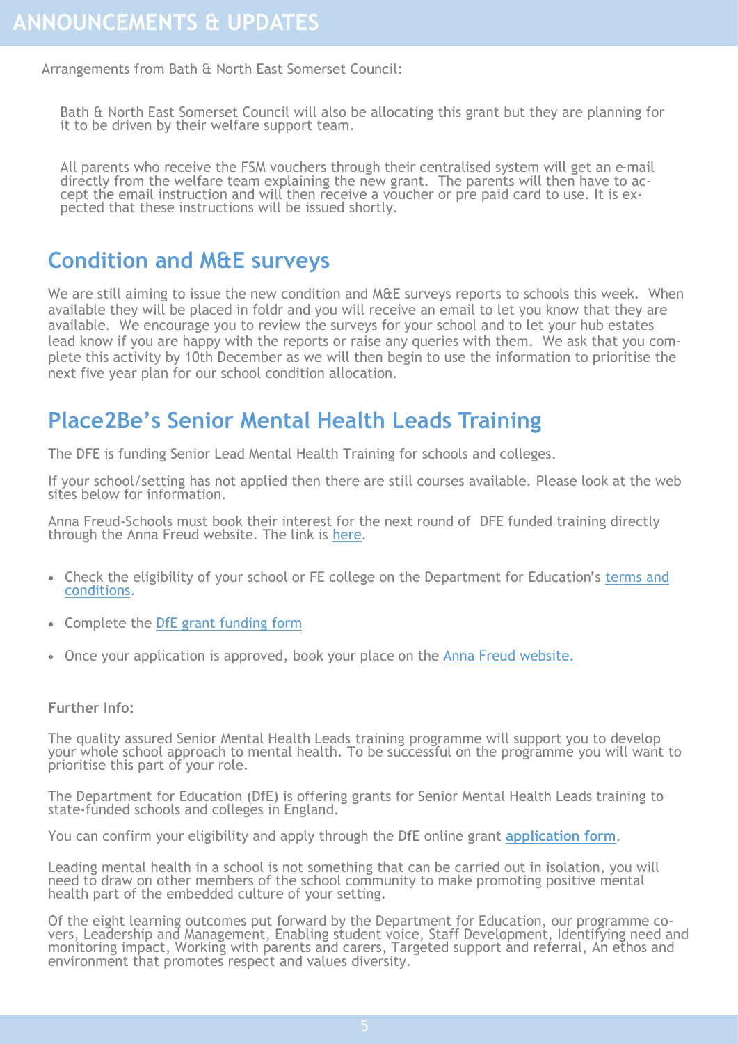# ANNOUNCEMENTS & UPDATES

Arrangements from Bath & North East Somerset Council:

Bath & North East Somerset Council will also be allocating this grant but they are planning for it to be driven by their welfare support team.

All parents who receive the FSM vouchers through their centralised system will get an e-mail directly from the welfare team explaining the new grant. The parents will then have to accept the email instruction and will then receive a voucher or pre paid card to use. It is expected that these instructions will be issued shortly.

## Condition and M&E surveys

We are still aiming to issue the new condition and M&E surveys reports to schools this week. When available they will be placed in foldr and you will receive an email to let you know that they are available. We encourage you to review the surveys for your school and to let your hub estates lead know if you are happy with the reports or raise any queries with them. We ask that you complete this activity by 10th December as we will then begin to use the information to prioritise the next five year plan for our school condition allocation.

## Place2Be's Senior Mental Health Leads Training

The DFE is funding Senior Lead Mental Health Training for schools and colleges.

If your school/setting has not applied then there are still courses available. Please look at the web sites below for information.

Anna Freud-Schools must book their interest for the next round of DFE funded training directly through the Anna Freud website. The link is here.

- Check the eligibility of your school or FE college on the Department for Education's terms and conditions.
- Complete the DfE grant funding form
- Once your application is approved, book your place on the Anna Freud website.

**Further Info:**

The quality assured Senior Mental Health Leads training programme will support you to develop your whole school approach to mental health. To be successful on the programme you will want to prioritise this part of your role.

The Department for Education (DfE) is offering grants for Senior Mental Health Leads training to state-funded schools and colleges in England.

You can confirm your eligibility and apply through the DfE online grant **application form**.

Leading mental health in a school is not something that can be carried out in isolation, you will need to draw on other members of the school community to make promoting positive mental health part of the embedded culture of your setting.

Of the eight learning outcomes put forward by the Department for Education, our programme covers, Leadership and Management, Enabling student voice, Staff Development, Identifying need and monitoring impact, Working with parents and carers, Targeted support and referral, An ethos and environment that promotes respect and values diversity.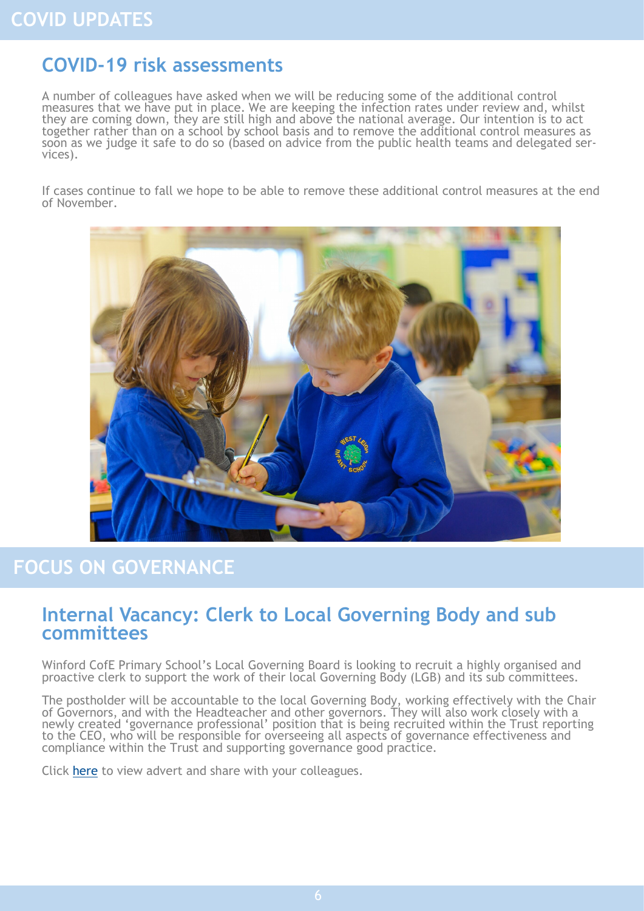# COVID UPDATES

## COVID-19 risk assessments

A number of colleagues have asked when we will be reducing some of the additional control measures that we have put in place. We are keeping the infection rates under review and, whilst they are coming down, they are still high and above the national average. Our intention is to act together rather than on a school by school basis and to remove the additional control measures as soon as we judge it safe to do so (based on advice from the public health teams and delegated services).

If cases continue to fall we hope to be able to remove these additional control measures at the end of November.

# FOCUS ON GOVERNANCE

## Internal Vacancy: Clerk to Local Governing Body and sub committees

Winford CofE Primary School's Local Governing Board is looking to recruit a highly organised and proactive clerk to support the work of their local Governing Body (LGB) and its sub committees.

The postholder will be accountable to the local Governing Body, working effectively with the Chair of Governors, and with the Headteacher and other governors. They will also work closely with a newly created 'governance professional' position that is being recruited within the Trust reporting to the CEO, who will be responsible for overseeing all aspects of governance effectiveness and compliance within the Trust and supporting governance good practice.

Click here to view advert and share with your colleagues.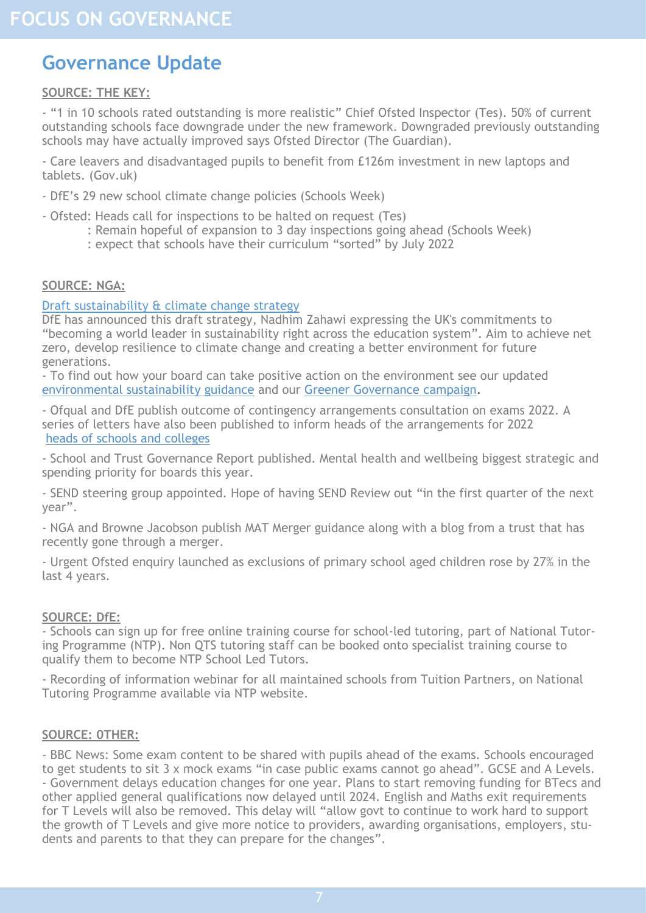# FOCUS ON GOVERNANCE

## Governance Update

**SOURCE: THE KEY:**

- "1 in 10 schools rated outstanding is more realistic" Chief Ofsted Inspector (Tes). 50% of current outstanding schools face downgrade under the new framework. Downgraded previously outstanding schools may have actually improved says Ofsted Director (The Guardian).

- Care leavers and disadvantaged pupils to benefit from £126m investment in new laptops and tablets. (Gov.uk)

- DfE's 29 new school climate change policies (Schools Week)

- Ofsted: Heads call for inspections to be halted on request (Tes)
  : Remain hopeful of expansion to 3 day inspections going ahead (Schools Week)
  : expect that schools have their curriculum "sorted" by July 2022

**SOURCE: NGA:**

Draft sustainability & climate change strategy
DfE has announced this draft strategy, Nadhim Zahawi expressing the UK's commitments to "becoming a world leader in sustainability right across the education system". Aim to achieve net zero, develop resilience to climate change and creating a better environment for future generations.
- To find out how your board can take positive action on the environment see our updated environmental sustainability guidance and our Greener Governance campaign.

- Ofqual and DfE publish outcome of contingency arrangements consultation on exams 2022. A series of letters have also been published to inform heads of the arrangements for 2022 heads of schools and colleges

- School and Trust Governance Report published. Mental health and wellbeing biggest strategic and spending priority for boards this year.

- SEND steering group appointed. Hope of having SEND Review out "in the first quarter of the next year".

- NGA and Browne Jacobson publish MAT Merger guidance along with a blog from a trust that has recently gone through a merger.

- Urgent Ofsted enquiry launched as exclusions of primary school aged children rose by 27% in the last 4 years.

**SOURCE: DfE:**

- Schools can sign up for free online training course for school-led tutoring, part of National Tutoring Programme (NTP). Non QTS tutoring staff can be booked onto specialist training course to qualify them to become NTP School Led Tutors.

- Recording of information webinar for all maintained schools from Tuition Partners, on National Tutoring Programme available via NTP website.

**SOURCE: OTHER:**

- BBC News: Some exam content to be shared with pupils ahead of the exams. Schools encouraged to get students to sit 3 x mock exams "in case public exams cannot go ahead". GCSE and A Levels.
- Government delays education changes for one year. Plans to start removing funding for BTecs and other applied general qualifications now delayed until 2024. English and Maths exit requirements for T Levels will also be removed. This delay will "allow govt to continue to work hard to support the growth of T Levels and give more notice to providers, awarding organisations, employers, students and parents to that they can prepare for the changes".